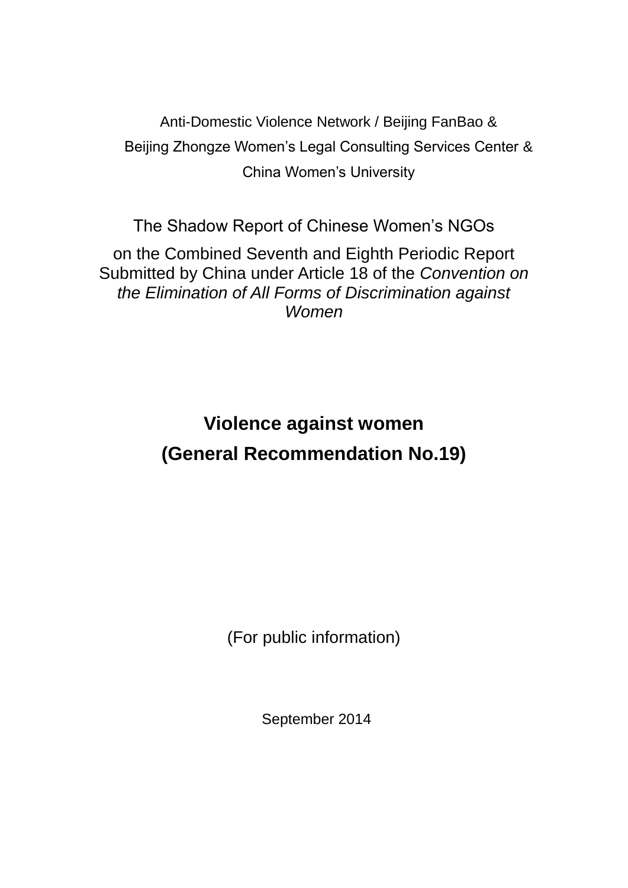Anti-Domestic Violence Network / Beijing FanBao &

Beijing Zhongze Women's Legal Consulting Services Center &

China Women's University

The Shadow Report of Chinese Women's NGOs

on the Combined Seventh and Eighth Periodic Report Submitted by China under Article 18 of the *Convention on the Elimination of All Forms of Discrimination against Women*

# Violence against women
# (General Recommendation No.19)

(For public information)

September 2014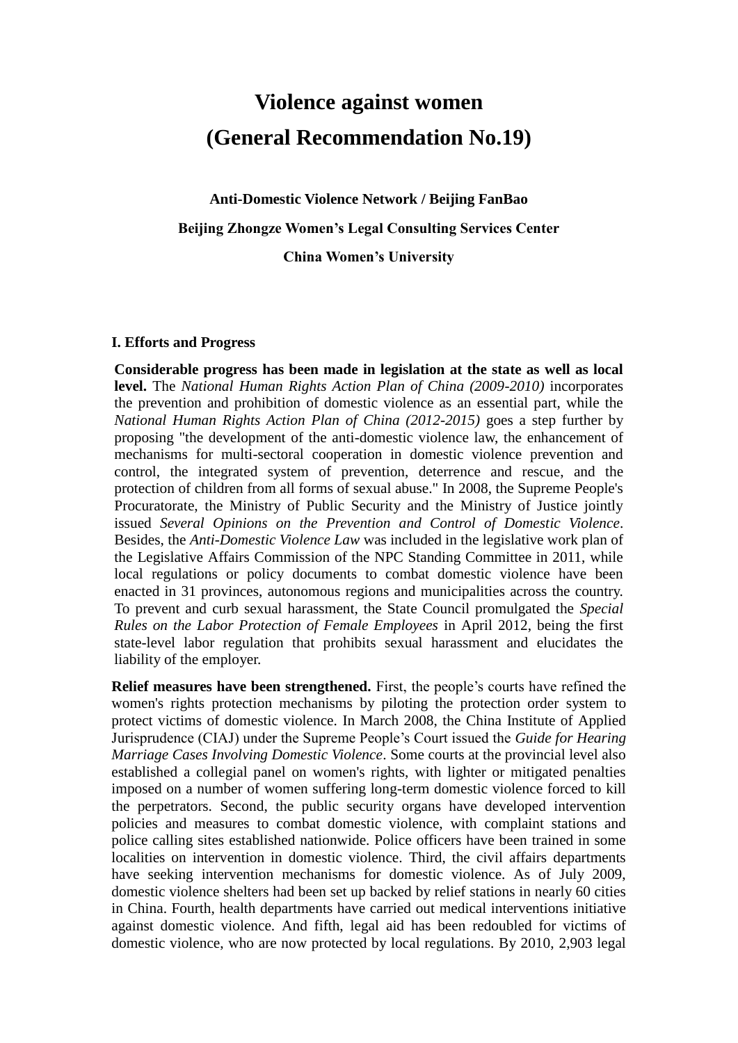# Violence against women
# (General Recommendation No.19)

**Anti-Domestic Violence Network / Beijing FanBao**

**Beijing Zhongze Women's Legal Consulting Services Center**

**China Women's University**

## I. Efforts and Progress

**Considerable progress has been made in legislation at the state as well as local level.** The *National Human Rights Action Plan of China (2009-2010)* incorporates the prevention and prohibition of domestic violence as an essential part, while the *National Human Rights Action Plan of China (2012-2015)* goes a step further by proposing "the development of the anti-domestic violence law, the enhancement of mechanisms for multi-sectoral cooperation in domestic violence prevention and control, the integrated system of prevention, deterrence and rescue, and the protection of children from all forms of sexual abuse." In 2008, the Supreme People's Procuratorate, the Ministry of Public Security and the Ministry of Justice jointly issued *Several Opinions on the Prevention and Control of Domestic Violence*. Besides, the *Anti-Domestic Violence Law* was included in the legislative work plan of the Legislative Affairs Commission of the NPC Standing Committee in 2011, while local regulations or policy documents to combat domestic violence have been enacted in 31 provinces, autonomous regions and municipalities across the country. To prevent and curb sexual harassment, the State Council promulgated the *Special Rules on the Labor Protection of Female Employees* in April 2012, being the first state-level labor regulation that prohibits sexual harassment and elucidates the liability of the employer.

**Relief measures have been strengthened.** First, the people's courts have refined the women's rights protection mechanisms by piloting the protection order system to protect victims of domestic violence. In March 2008, the China Institute of Applied Jurisprudence (CIAJ) under the Supreme People's Court issued the *Guide for Hearing Marriage Cases Involving Domestic Violence*. Some courts at the provincial level also established a collegial panel on women's rights, with lighter or mitigated penalties imposed on a number of women suffering long-term domestic violence forced to kill the perpetrators. Second, the public security organs have developed intervention policies and measures to combat domestic violence, with complaint stations and police calling sites established nationwide. Police officers have been trained in some localities on intervention in domestic violence. Third, the civil affairs departments have seeking intervention mechanisms for domestic violence. As of July 2009, domestic violence shelters had been set up backed by relief stations in nearly 60 cities in China. Fourth, health departments have carried out medical interventions initiative against domestic violence. And fifth, legal aid has been redoubled for victims of domestic violence, who are now protected by local regulations. By 2010, 2,903 legal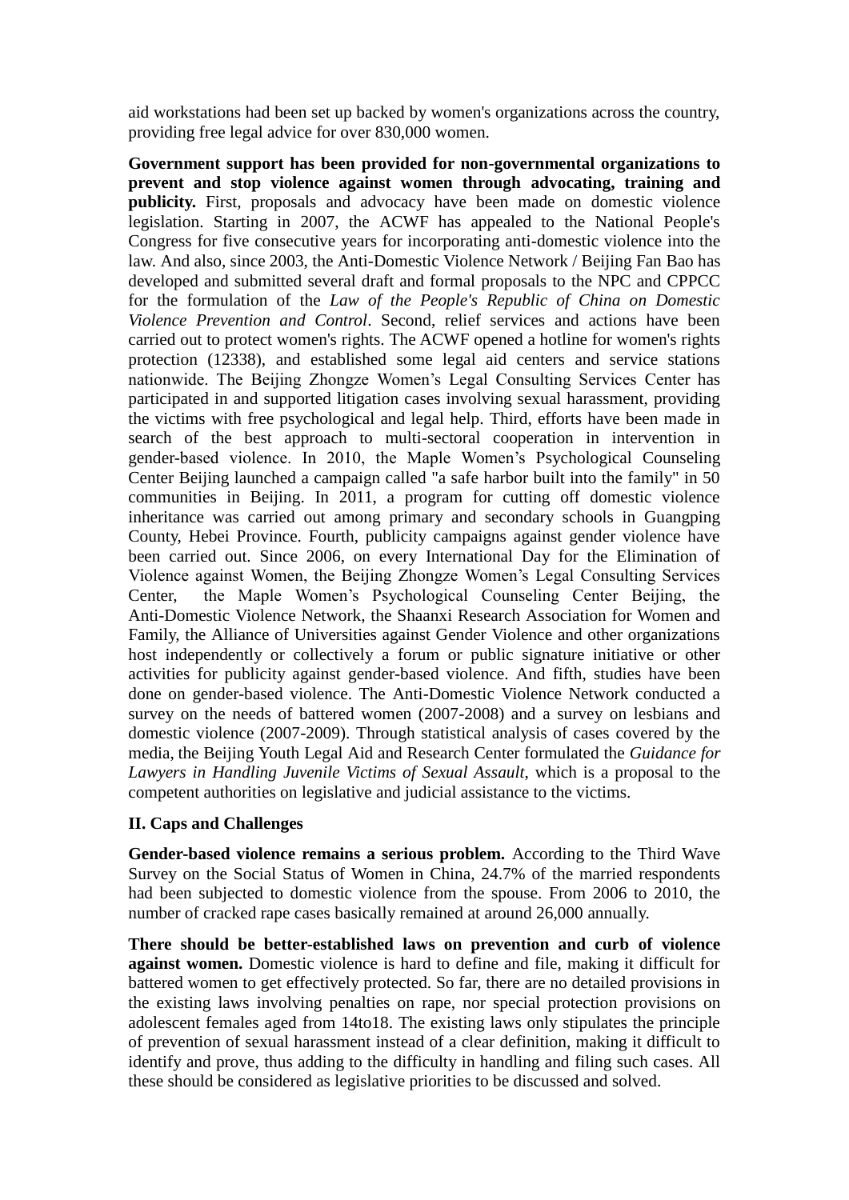aid workstations had been set up backed by women's organizations across the country, providing free legal advice for over 830,000 women.

**Government support has been provided for non-governmental organizations to prevent and stop violence against women through advocating, training and publicity.** First, proposals and advocacy have been made on domestic violence legislation. Starting in 2007, the ACWF has appealed to the National People's Congress for five consecutive years for incorporating anti-domestic violence into the law. And also, since 2003, the Anti-Domestic Violence Network / Beijing Fan Bao has developed and submitted several draft and formal proposals to the NPC and CPPCC for the formulation of the *Law of the People's Republic of China on Domestic Violence Prevention and Control*. Second, relief services and actions have been carried out to protect women's rights. The ACWF opened a hotline for women's rights protection (12338), and established some legal aid centers and service stations nationwide. The Beijing Zhongze Women's Legal Consulting Services Center has participated in and supported litigation cases involving sexual harassment, providing the victims with free psychological and legal help. Third, efforts have been made in search of the best approach to multi-sectoral cooperation in intervention in gender-based violence. In 2010, the Maple Women's Psychological Counseling Center Beijing launched a campaign called "a safe harbor built into the family" in 50 communities in Beijing. In 2011, a program for cutting off domestic violence inheritance was carried out among primary and secondary schools in Guangping County, Hebei Province. Fourth, publicity campaigns against gender violence have been carried out. Since 2006, on every International Day for the Elimination of Violence against Women, the Beijing Zhongze Women's Legal Consulting Services Center, the Maple Women's Psychological Counseling Center Beijing, the Anti-Domestic Violence Network, the Shaanxi Research Association for Women and Family, the Alliance of Universities against Gender Violence and other organizations host independently or collectively a forum or public signature initiative or other activities for publicity against gender-based violence. And fifth, studies have been done on gender-based violence. The Anti-Domestic Violence Network conducted a survey on the needs of battered women (2007-2008) and a survey on lesbians and domestic violence (2007-2009). Through statistical analysis of cases covered by the media, the Beijing Youth Legal Aid and Research Center formulated the *Guidance for Lawyers in Handling Juvenile Victims of Sexual Assault*, which is a proposal to the competent authorities on legislative and judicial assistance to the victims.

## II. Caps and Challenges

**Gender-based violence remains a serious problem.** According to the Third Wave Survey on the Social Status of Women in China, 24.7% of the married respondents had been subjected to domestic violence from the spouse. From 2006 to 2010, the number of cracked rape cases basically remained at around 26,000 annually.

**There should be better-established laws on prevention and curb of violence against women.** Domestic violence is hard to define and file, making it difficult for battered women to get effectively protected. So far, there are no detailed provisions in the existing laws involving penalties on rape, nor special protection provisions on adolescent females aged from 14to18. The existing laws only stipulates the principle of prevention of sexual harassment instead of a clear definition, making it difficult to identify and prove, thus adding to the difficulty in handling and filing such cases. All these should be considered as legislative priorities to be discussed and solved.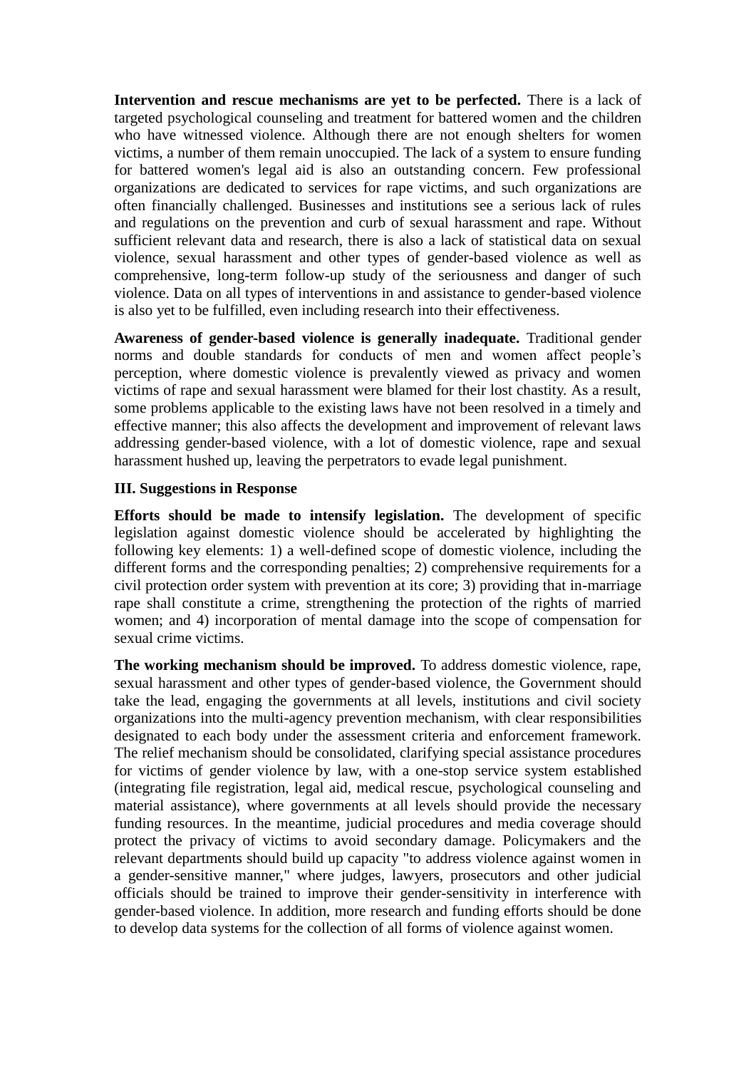**Intervention and rescue mechanisms are yet to be perfected.** There is a lack of targeted psychological counseling and treatment for battered women and the children who have witnessed violence. Although there are not enough shelters for women victims, a number of them remain unoccupied. The lack of a system to ensure funding for battered women's legal aid is also an outstanding concern. Few professional organizations are dedicated to services for rape victims, and such organizations are often financially challenged. Businesses and institutions see a serious lack of rules and regulations on the prevention and curb of sexual harassment and rape. Without sufficient relevant data and research, there is also a lack of statistical data on sexual violence, sexual harassment and other types of gender-based violence as well as comprehensive, long-term follow-up study of the seriousness and danger of such violence. Data on all types of interventions in and assistance to gender-based violence is also yet to be fulfilled, even including research into their effectiveness.

**Awareness of gender-based violence is generally inadequate.** Traditional gender norms and double standards for conducts of men and women affect people's perception, where domestic violence is prevalently viewed as privacy and women victims of rape and sexual harassment were blamed for their lost chastity. As a result, some problems applicable to the existing laws have not been resolved in a timely and effective manner; this also affects the development and improvement of relevant laws addressing gender-based violence, with a lot of domestic violence, rape and sexual harassment hushed up, leaving the perpetrators to evade legal punishment.

### III. Suggestions in Response

**Efforts should be made to intensify legislation.** The development of specific legislation against domestic violence should be accelerated by highlighting the following key elements: 1) a well-defined scope of domestic violence, including the different forms and the corresponding penalties; 2) comprehensive requirements for a civil protection order system with prevention at its core; 3) providing that in-marriage rape shall constitute a crime, strengthening the protection of the rights of married women; and 4) incorporation of mental damage into the scope of compensation for sexual crime victims.

**The working mechanism should be improved.** To address domestic violence, rape, sexual harassment and other types of gender-based violence, the Government should take the lead, engaging the governments at all levels, institutions and civil society organizations into the multi-agency prevention mechanism, with clear responsibilities designated to each body under the assessment criteria and enforcement framework. The relief mechanism should be consolidated, clarifying special assistance procedures for victims of gender violence by law, with a one-stop service system established (integrating file registration, legal aid, medical rescue, psychological counseling and material assistance), where governments at all levels should provide the necessary funding resources. In the meantime, judicial procedures and media coverage should protect the privacy of victims to avoid secondary damage. Policymakers and the relevant departments should build up capacity "to address violence against women in a gender-sensitive manner," where judges, lawyers, prosecutors and other judicial officials should be trained to improve their gender-sensitivity in interference with gender-based violence. In addition, more research and funding efforts should be done to develop data systems for the collection of all forms of violence against women.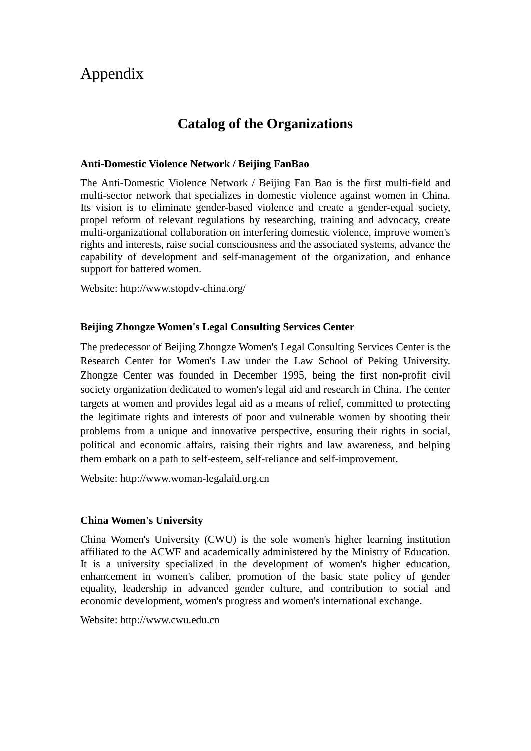# Appendix

## Catalog of the Organizations

**Anti-Domestic Violence Network / Beijing FanBao**

The Anti-Domestic Violence Network / Beijing Fan Bao is the first multi-field and multi-sector network that specializes in domestic violence against women in China. Its vision is to eliminate gender-based violence and create a gender-equal society, propel reform of relevant regulations by researching, training and advocacy, create multi-organizational collaboration on interfering domestic violence, improve women's rights and interests, raise social consciousness and the associated systems, advance the capability of development and self-management of the organization, and enhance support for battered women.

Website: http://www.stopdv-china.org/

**Beijing Zhongze Women's Legal Consulting Services Center**

The predecessor of Beijing Zhongze Women's Legal Consulting Services Center is the Research Center for Women's Law under the Law School of Peking University. Zhongze Center was founded in December 1995, being the first non-profit civil society organization dedicated to women's legal aid and research in China. The center targets at women and provides legal aid as a means of relief, committed to protecting the legitimate rights and interests of poor and vulnerable women by shooting their problems from a unique and innovative perspective, ensuring their rights in social, political and economic affairs, raising their rights and law awareness, and helping them embark on a path to self-esteem, self-reliance and self-improvement.

Website: http://www.woman-legalaid.org.cn

**China Women's University**

China Women's University (CWU) is the sole women's higher learning institution affiliated to the ACWF and academically administered by the Ministry of Education. It is a university specialized in the development of women's higher education, enhancement in women's caliber, promotion of the basic state policy of gender equality, leadership in advanced gender culture, and contribution to social and economic development, women's progress and women's international exchange.

Website: http://www.cwu.edu.cn